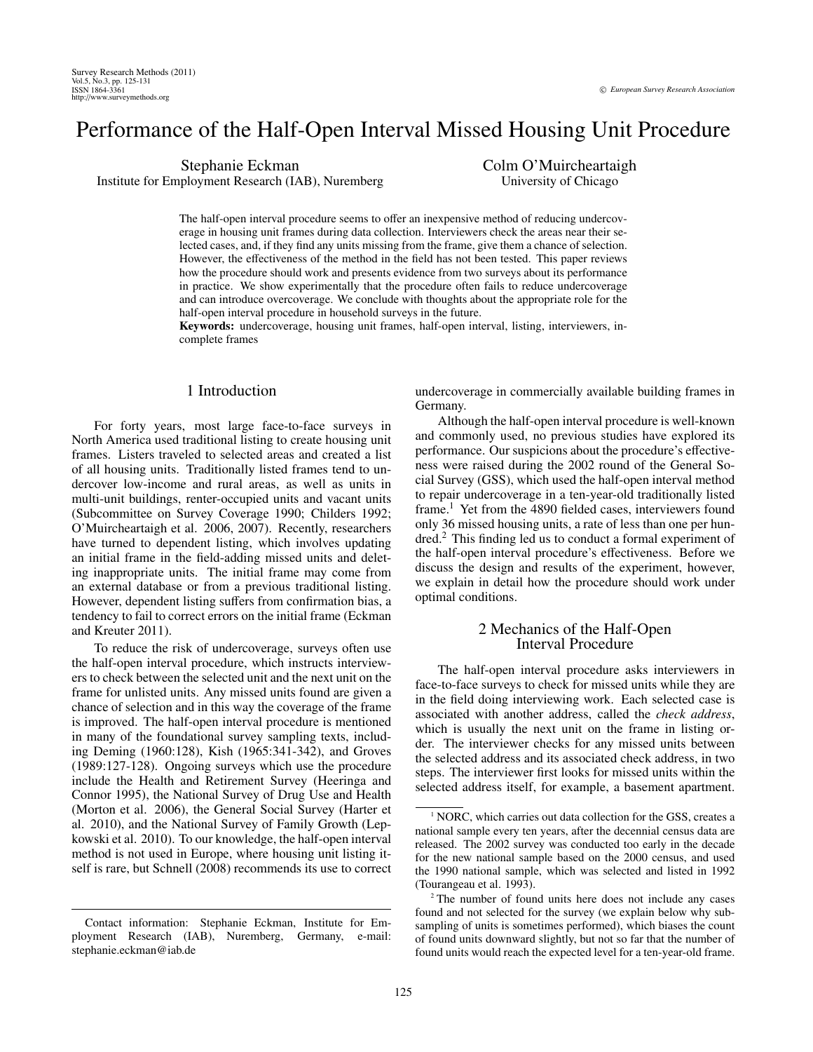# Performance of the Half-Open Interval Missed Housing Unit Procedure

Stephanie Eckman
Institute for Employment Research (IAB), Nuremberg

Colm O'Muircheartaigh
University of Chicago

The half-open interval procedure seems to offer an inexpensive method of reducing undercoverage in housing unit frames during data collection. Interviewers check the areas near their selected cases, and, if they find any units missing from the frame, give them a chance of selection. However, the effectiveness of the method in the field has not been tested. This paper reviews how the procedure should work and presents evidence from two surveys about its performance in practice. We show experimentally that the procedure often fails to reduce undercoverage and can introduce overcoverage. We conclude with thoughts about the appropriate role for the half-open interval procedure in household surveys in the future.

**Keywords:** undercoverage, housing unit frames, half-open interval, listing, interviewers, incomplete frames

## 1 Introduction

For forty years, most large face-to-face surveys in North America used traditional listing to create housing unit frames. Listers traveled to selected areas and created a list of all housing units. Traditionally listed frames tend to undercover low-income and rural areas, as well as units in multi-unit buildings, renter-occupied units and vacant units (Subcommittee on Survey Coverage 1990; Childers 1992; O'Muircheartaigh et al. 2006, 2007). Recently, researchers have turned to dependent listing, which involves updating an initial frame in the field-adding missed units and deleting inappropriate units. The initial frame may come from an external database or from a previous traditional listing. However, dependent listing suffers from confirmation bias, a tendency to fail to correct errors on the initial frame (Eckman and Kreuter 2011).

To reduce the risk of undercoverage, surveys often use the half-open interval procedure, which instructs interviewers to check between the selected unit and the next unit on the frame for unlisted units. Any missed units found are given a chance of selection and in this way the coverage of the frame is improved. The half-open interval procedure is mentioned in many of the foundational survey sampling texts, including Deming (1960:128), Kish (1965:341-342), and Groves (1989:127-128). Ongoing surveys which use the procedure include the Health and Retirement Survey (Heeringa and Connor 1995), the National Survey of Drug Use and Health (Morton et al. 2006), the General Social Survey (Harter et al. 2010), and the National Survey of Family Growth (Lepkowski et al. 2010). To our knowledge, the half-open interval method is not used in Europe, where housing unit listing itself is rare, but Schnell (2008) recommends its use to correct undercoverage in commercially available building frames in Germany.

Although the half-open interval procedure is well-known and commonly used, no previous studies have explored its performance. Our suspicions about the procedure's effectiveness were raised during the 2002 round of the General Social Survey (GSS), which used the half-open interval method to repair undercoverage in a ten-year-old traditionally listed frame.[1] Yet from the 4890 fielded cases, interviewers found only 36 missed housing units, a rate of less than one per hundred.[2] This finding led us to conduct a formal experiment of the half-open interval procedure's effectiveness. Before we discuss the design and results of the experiment, however, we explain in detail how the procedure should work under optimal conditions.

## 2 Mechanics of the Half-Open Interval Procedure

The half-open interval procedure asks interviewers in face-to-face surveys to check for missed units while they are in the field doing interviewing work. Each selected case is associated with another address, called the *check address*, which is usually the next unit on the frame in listing order. The interviewer checks for any missed units between the selected address and its associated check address, in two steps. The interviewer first looks for missed units within the selected address itself, for example, a basement apartment.

---

Contact information: Stephanie Eckman, Institute for Employment Research (IAB), Nuremberg, Germany, e-mail: stephanie.eckman@iab.de

[1] NORC, which carries out data collection for the GSS, creates a national sample every ten years, after the decennial census data are released. The 2002 survey was conducted too early in the decade for the new national sample based on the 2000 census, and used the 1990 national sample, which was selected and listed in 1992 (Tourangeau et al. 1993).

[2] The number of found units here does not include any cases found and not selected for the survey (we explain below why subsampling of units is sometimes performed), which biases the count of found units downward slightly, but not so far that the number of found units would reach the expected level for a ten-year-old frame.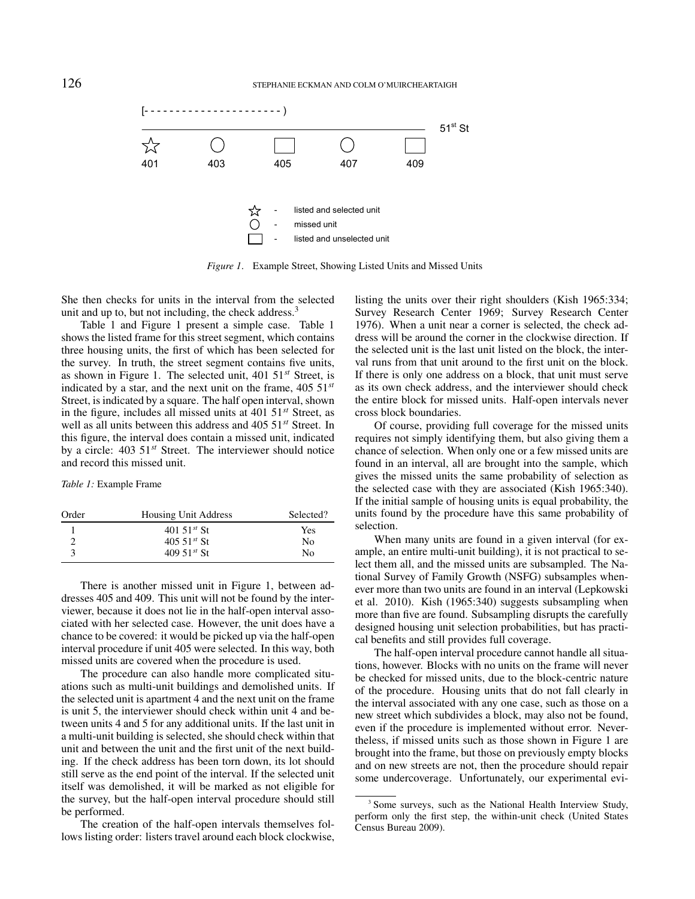[- - - - - - - - - - - - - - - - - - - - - )

51st St

☆ 401 ◯ 403 ☐ 405 ◯ 407 ☐ 409

☆ - listed and selected unit
◯ - missed unit
☐ - listed and unselected unit

*Figure 1*. Example Street, Showing Listed Units and Missed Units

She then checks for units in the interval from the selected unit and up to, but not including, the check address.[3]

Table 1 and Figure 1 present a simple case. Table 1 shows the listed frame for this street segment, which contains three housing units, the first of which has been selected for the survey. In truth, the street segment contains five units, as shown in Figure 1. The selected unit, 401 51$^{st}$ Street, is indicated by a star, and the next unit on the frame, 405 51$^{st}$ Street, is indicated by a square. The half open interval, shown in the figure, includes all missed units at 401 51$^{st}$ Street, as well as all units between this address and 405 51$^{st}$ Street. In this figure, the interval does contain a missed unit, indicated by a circle: 403 51$^{st}$ Street. The interviewer should notice and record this missed unit.

*Table 1:* Example Frame

| Order | Housing Unit Address | Selected? |
|---|---|---|
| 1 | 401 51$^{st}$ St | Yes |
| 2 | 405 51$^{st}$ St | No |
| 3 | 409 51$^{st}$ St | No |

There is another missed unit in Figure 1, between addresses 405 and 409. This unit will not be found by the interviewer, because it does not lie in the half-open interval associated with her selected case. However, the unit does have a chance to be covered: it would be picked up via the half-open interval procedure if unit 405 were selected. In this way, both missed units are covered when the procedure is used.

The procedure can also handle more complicated situations such as multi-unit buildings and demolished units. If the selected unit is apartment 4 and the next unit on the frame is unit 5, the interviewer should check within unit 4 and between units 4 and 5 for any additional units. If the last unit in a multi-unit building is selected, she should check within that unit and between the unit and the first unit of the next building. If the check address has been torn down, its lot should still serve as the end point of the interval. If the selected unit itself was demolished, it will be marked as not eligible for the survey, but the half-open interval procedure should still be performed.

The creation of the half-open intervals themselves follows listing order: listers travel around each block clockwise, listing the units over their right shoulders (Kish 1965:334; Survey Research Center 1969; Survey Research Center 1976). When a unit near a corner is selected, the check address will be around the corner in the clockwise direction. If the selected unit is the last unit listed on the block, the interval runs from that unit around to the first unit on the block. If there is only one address on a block, that unit must serve as its own check address, and the interviewer should check the entire block for missed units. Half-open intervals never cross block boundaries.

Of course, providing full coverage for the missed units requires not simply identifying them, but also giving them a chance of selection. When only one or a few missed units are found in an interval, all are brought into the sample, which gives the missed units the same probability of selection as the selected case with they are associated (Kish 1965:340). If the initial sample of housing units is equal probability, the units found by the procedure have this same probability of selection.

When many units are found in a given interval (for example, an entire multi-unit building), it is not practical to select them all, and the missed units are subsampled. The National Survey of Family Growth (NSFG) subsamples whenever more than two units are found in an interval (Lepkowski et al. 2010). Kish (1965:340) suggests subsampling when more than five are found. Subsampling disrupts the carefully designed housing unit selection probabilities, but has practical benefits and still provides full coverage.

The half-open interval procedure cannot handle all situations, however. Blocks with no units on the frame will never be checked for missed units, due to the block-centric nature of the procedure. Housing units that do not fall clearly in the interval associated with any one case, such as those on a new street which subdivides a block, may also not be found, even if the procedure is implemented without error. Nevertheless, if missed units such as those shown in Figure 1 are brought into the frame, but those on previously empty blocks and on new streets are not, then the procedure should repair some undercoverage. Unfortunately, our experimental evi-

[3] Some surveys, such as the National Health Interview Study, perform only the first step, the within-unit check (United States Census Bureau 2009).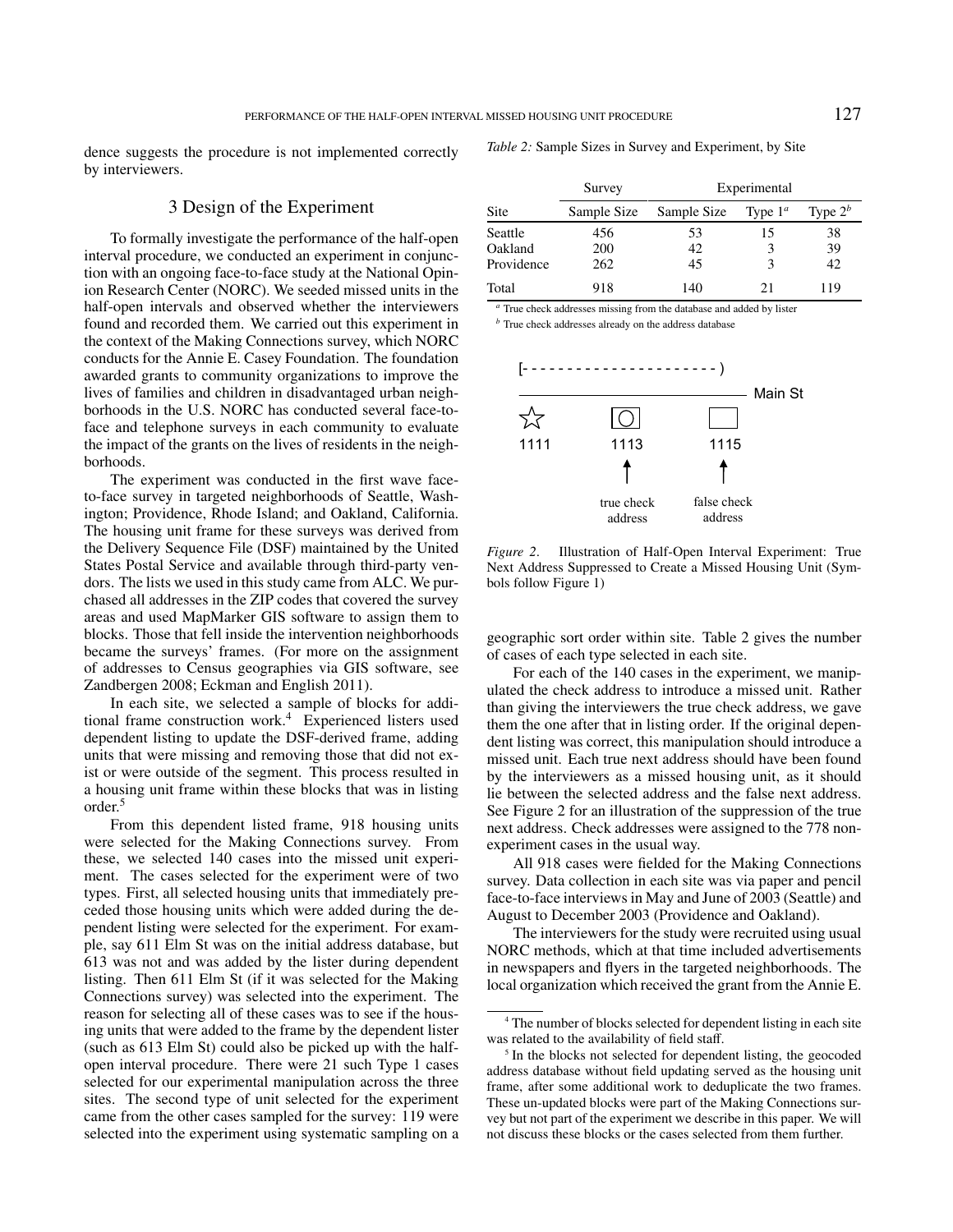dence suggests the procedure is not implemented correctly by interviewers.

## 3 Design of the Experiment

To formally investigate the performance of the half-open interval procedure, we conducted an experiment in conjunction with an ongoing face-to-face study at the National Opinion Research Center (NORC). We seeded missed units in the half-open intervals and observed whether the interviewers found and recorded them. We carried out this experiment in the context of the Making Connections survey, which NORC conducts for the Annie E. Casey Foundation. The foundation awarded grants to community organizations to improve the lives of families and children in disadvantaged urban neighborhoods in the U.S. NORC has conducted several face-to-face and telephone surveys in each community to evaluate the impact of the grants on the lives of residents in the neighborhoods.

The experiment was conducted in the first wave face-to-face survey in targeted neighborhoods of Seattle, Washington; Providence, Rhode Island; and Oakland, California. The housing unit frame for these surveys was derived from the Delivery Sequence File (DSF) maintained by the United States Postal Service and available through third-party vendors. The lists we used in this study came from ALC. We purchased all addresses in the ZIP codes that covered the survey areas and used MapMarker GIS software to assign them to blocks. Those that fell inside the intervention neighborhoods became the surveys' frames. (For more on the assignment of addresses to Census geographies via GIS software, see Zandbergen 2008; Eckman and English 2011).

In each site, we selected a sample of blocks for additional frame construction work.[4] Experienced listers used dependent listing to update the DSF-derived frame, adding units that were missing and removing those that did not exist or were outside of the segment. This process resulted in a housing unit frame within these blocks that was in listing order.[5]

From this dependent listed frame, 918 housing units were selected for the Making Connections survey. From these, we selected 140 cases into the missed unit experiment. The cases selected for the experiment were of two types. First, all selected housing units that immediately preceded those housing units which were added during the dependent listing were selected for the experiment. For example, say 611 Elm St was on the initial address database, but 613 was not and was added by the lister during dependent listing. Then 611 Elm St (if it was selected for the Making Connections survey) was selected into the experiment. The reason for selecting all of these cases was to see if the housing units that were added to the frame by the dependent lister (such as 613 Elm St) could also be picked up with the half-open interval procedure. There were 21 such Type 1 cases selected for our experimental manipulation across the three sites. The second type of unit selected for the experiment came from the other cases sampled for the survey: 119 were selected into the experiment using systematic sampling on a geographic sort order within site. Table 2 gives the number of cases of each type selected in each site.

*Table 2:* Sample Sizes in Survey and Experiment, by Site

| | Survey | Experimental | | |
|---|---|---|---|---|
| Site | Sample Size | Sample Size | Type 1[a] | Type 2[b] |
| Seattle | 456 | 53 | 15 | 38 |
| Oakland | 200 | 42 | 3 | 39 |
| Providence | 262 | 45 | 3 | 42 |
| Total | 918 | 140 | 21 | 119 |

[a] True check addresses missing from the database and added by lister
[b] True check addresses already on the address database

```
[- - - - - - - - - - - - - - - - - - - - - )
___________________________________________ Main St
  ☆            [○]            [ ]
 1111          1113           1115
                ↑              ↑
           true check     false check
            address         address
```

*Figure 2.* Illustration of Half-Open Interval Experiment: True Next Address Suppressed to Create a Missed Housing Unit (Symbols follow Figure 1)

For each of the 140 cases in the experiment, we manipulated the check address to introduce a missed unit. Rather than giving the interviewers the true check address, we gave them the one after that in listing order. If the original dependent listing was correct, this manipulation should introduce a missed unit. Each true next address should have been found by the interviewers as a missed housing unit, as it should lie between the selected address and the false next address. See Figure 2 for an illustration of the suppression of the true next address. Check addresses were assigned to the 778 non-experiment cases in the usual way.

All 918 cases were fielded for the Making Connections survey. Data collection in each site was via paper and pencil face-to-face interviews in May and June of 2003 (Seattle) and August to December 2003 (Providence and Oakland).

The interviewers for the study were recruited using usual NORC methods, which at that time included advertisements in newspapers and flyers in the targeted neighborhoods. The local organization which received the grant from the Annie E.

[4] The number of blocks selected for dependent listing in each site was related to the availability of field staff.

[5] In the blocks not selected for dependent listing, the geocoded address database without field updating served as the housing unit frame, after some additional work to deduplicate the two frames. These un-updated blocks were part of the Making Connections survey but not part of the experiment we describe in this paper. We will not discuss these blocks or the cases selected from them further.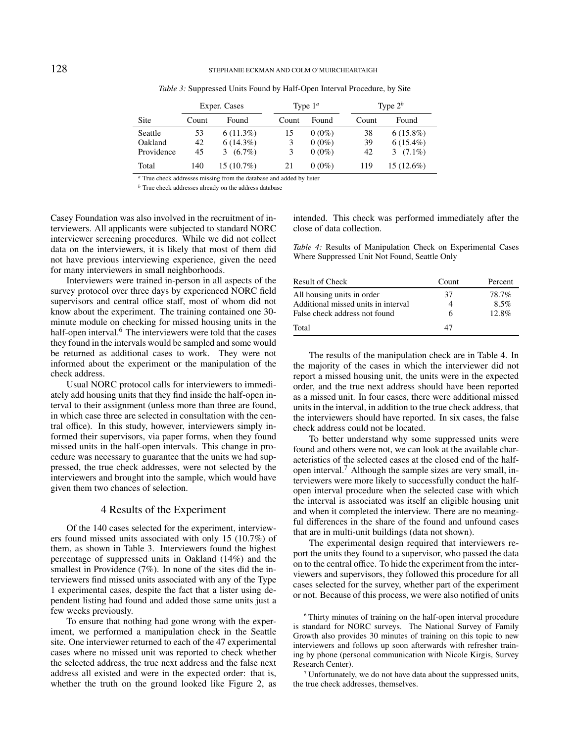*Table 3:* Suppressed Units Found by Half-Open Interval Procedure, by Site

| | Exper. Cases | | Type 1[a] | | Type 2[b] | |
|---|---|---|---|---|---|---|
| Site | Count | Found | Count | Found | Count | Found |
| Seattle | 53 | 6 (11.3%) | 15 | 0 (0%) | 38 | 6 (15.8%) |
| Oakland | 42 | 6 (14.3%) | 3 | 0 (0%) | 39 | 6 (15.4%) |
| Providence | 45 | 3 (6.7%) | 3 | 0 (0%) | 42 | 3 (7.1%) |
| Total | 140 | 15 (10.7%) | 21 | 0 (0%) | 119 | 15 (12.6%) |

[a] True check addresses missing from the database and added by lister

[b] True check addresses already on the address database

Casey Foundation was also involved in the recruitment of interviewers. All applicants were subjected to standard NORC interviewer screening procedures. While we did not collect data on the interviewers, it is likely that most of them did not have previous interviewing experience, given the need for many interviewers in small neighborhoods.

Interviewers were trained in-person in all aspects of the survey protocol over three days by experienced NORC field supervisors and central office staff, most of whom did not know about the experiment. The training contained one 30-minute module on checking for missed housing units in the half-open interval.[6] The interviewers were told that the cases they found in the intervals would be sampled and some would be returned as additional cases to work. They were not informed about the experiment or the manipulation of the check address.

Usual NORC protocol calls for interviewers to immediately add housing units that they find inside the half-open interval to their assignment (unless more than three are found, in which case three are selected in consultation with the central office). In this study, however, interviewers simply informed their supervisors, via paper forms, when they found missed units in the half-open intervals. This change in procedure was necessary to guarantee that the units we had suppressed, the true check addresses, were not selected by the interviewers and brought into the sample, which would have given them two chances of selection.

## 4 Results of the Experiment

Of the 140 cases selected for the experiment, interviewers found missed units associated with only 15 (10.7%) of them, as shown in Table 3. Interviewers found the highest percentage of suppressed units in Oakland (14%) and the smallest in Providence (7%). In none of the sites did the interviewers find missed units associated with any of the Type 1 experimental cases, despite the fact that a lister using dependent listing had found and added those same units just a few weeks previously.

To ensure that nothing had gone wrong with the experiment, we performed a manipulation check in the Seattle site. One interviewer returned to each of the 47 experimental cases where no missed unit was reported to check whether the selected address, the true next address and the false next address all existed and were in the expected order: that is, whether the truth on the ground looked like Figure 2, as intended. This check was performed immediately after the close of data collection.

*Table 4:* Results of Manipulation Check on Experimental Cases Where Suppressed Unit Not Found, Seattle Only

| Result of Check | Count | Percent |
|---|---|---|
| All housing units in order | 37 | 78.7% |
| Additional missed units in interval | 4 | 8.5% |
| False check address not found | 6 | 12.8% |
| Total | 47 | |

The results of the manipulation check are in Table 4. In the majority of the cases in which the interviewer did not report a missed housing unit, the units were in the expected order, and the true next address should have been reported as a missed unit. In four cases, there were additional missed units in the interval, in addition to the true check address, that the interviewers should have reported. In six cases, the false check address could not be located.

To better understand why some suppressed units were found and others were not, we can look at the available characteristics of the selected cases at the closed end of the half-open interval.[7] Although the sample sizes are very small, interviewers were more likely to successfully conduct the half-open interval procedure when the selected case with which the interval is associated was itself an eligible housing unit and when it completed the interview. There are no meaningful differences in the share of the found and unfound cases that are in multi-unit buildings (data not shown).

The experimental design required that interviewers report the units they found to a supervisor, who passed the data on to the central office. To hide the experiment from the interviewers and supervisors, they followed this procedure for all cases selected for the survey, whether part of the experiment or not. Because of this process, we were also notified of units

[6] Thirty minutes of training on the half-open interval procedure is standard for NORC surveys. The National Survey of Family Growth also provides 30 minutes of training on this topic to new interviewers and follows up soon afterwards with refresher training by phone (personal communication with Nicole Kirgis, Survey Research Center).

[7] Unfortunately, we do not have data about the suppressed units, the true check addresses, themselves.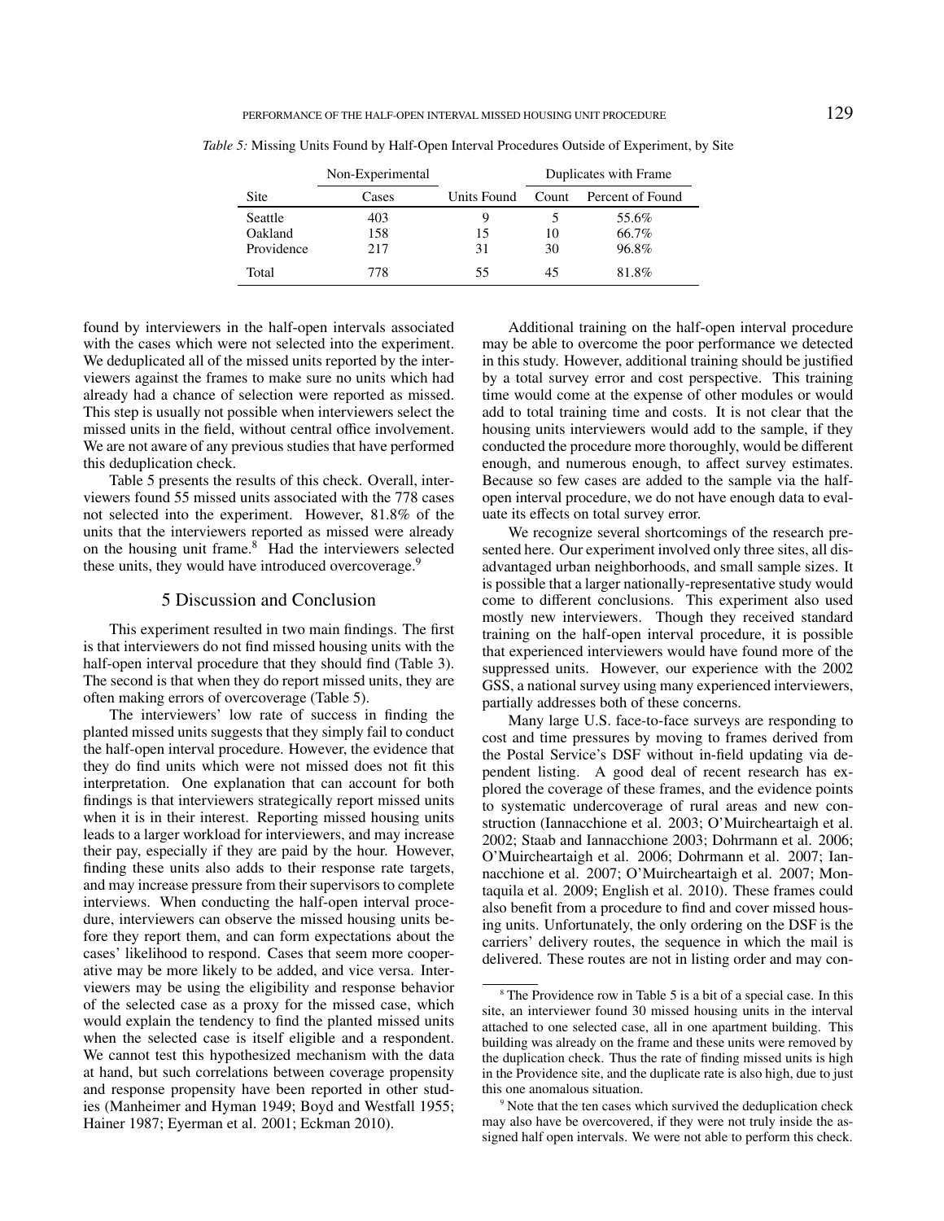*Table 5:* Missing Units Found by Half-Open Interval Procedures Outside of Experiment, by Site

| Site | Non-Experimental Cases | Units Found | Duplicates with Frame Count | Duplicates with Frame Percent of Found |
|---|---|---|---|---|
| Seattle | 403 | 9 | 5 | 55.6% |
| Oakland | 158 | 15 | 10 | 66.7% |
| Providence | 217 | 31 | 30 | 96.8% |
| Total | 778 | 55 | 45 | 81.8% |

found by interviewers in the half-open intervals associated with the cases which were not selected into the experiment. We deduplicated all of the missed units reported by the interviewers against the frames to make sure no units which had already had a chance of selection were reported as missed. This step is usually not possible when interviewers select the missed units in the field, without central office involvement. We are not aware of any previous studies that have performed this deduplication check.

Table 5 presents the results of this check. Overall, interviewers found 55 missed units associated with the 778 cases not selected into the experiment. However, 81.8% of the units that the interviewers reported as missed were already on the housing unit frame.[8] Had the interviewers selected these units, they would have introduced overcoverage.[9]

## 5 Discussion and Conclusion

This experiment resulted in two main findings. The first is that interviewers do not find missed housing units with the half-open interval procedure that they should find (Table 3). The second is that when they do report missed units, they are often making errors of overcoverage (Table 5).

The interviewers' low rate of success in finding the planted missed units suggests that they simply fail to conduct the half-open interval procedure. However, the evidence that they do find units which were not missed does not fit this interpretation. One explanation that can account for both findings is that interviewers strategically report missed units when it is in their interest. Reporting missed housing units leads to a larger workload for interviewers, and may increase their pay, especially if they are paid by the hour. However, finding these units also adds to their response rate targets, and may increase pressure from their supervisors to complete interviews. When conducting the half-open interval procedure, interviewers can observe the missed housing units before they report them, and can form expectations about the cases' likelihood to respond. Cases that seem more cooperative may be more likely to be added, and vice versa. Interviewers may be using the eligibility and response behavior of the selected case as a proxy for the missed case, which would explain the tendency to find the planted missed units when the selected case is itself eligible and a respondent. We cannot test this hypothesized mechanism with the data at hand, but such correlations between coverage propensity and response propensity have been reported in other studies (Manheimer and Hyman 1949; Boyd and Westfall 1955; Hainer 1987; Eyerman et al. 2001; Eckman 2010).

Additional training on the half-open interval procedure may be able to overcome the poor performance we detected in this study. However, additional training should be justified by a total survey error and cost perspective. This training time would come at the expense of other modules or would add to total training time and costs. It is not clear that the housing units interviewers would add to the sample, if they conducted the procedure more thoroughly, would be different enough, and numerous enough, to affect survey estimates. Because so few cases are added to the sample via the half-open interval procedure, we do not have enough data to evaluate its effects on total survey error.

We recognize several shortcomings of the research presented here. Our experiment involved only three sites, all disadvantaged urban neighborhoods, and small sample sizes. It is possible that a larger nationally-representative study would come to different conclusions. This experiment also used mostly new interviewers. Though they received standard training on the half-open interval procedure, it is possible that experienced interviewers would have found more of the suppressed units. However, our experience with the 2002 GSS, a national survey using many experienced interviewers, partially addresses both of these concerns.

Many large U.S. face-to-face surveys are responding to cost and time pressures by moving to frames derived from the Postal Service's DSF without in-field updating via dependent listing. A good deal of recent research has explored the coverage of these frames, and the evidence points to systematic undercoverage of rural areas and new construction (Iannacchione et al. 2003; O'Muircheartaigh et al. 2002; Staab and Iannacchione 2003; Dohrmann et al. 2006; O'Muircheartaigh et al. 2006; Dohrmann et al. 2007; Iannacchione et al. 2007; O'Muircheartaigh et al. 2007; Montaquila et al. 2009; English et al. 2010). These frames could also benefit from a procedure to find and cover missed housing units. Unfortunately, the only ordering on the DSF is the carriers' delivery routes, the sequence in which the mail is delivered. These routes are not in listing order and may con-

[8] The Providence row in Table 5 is a bit of a special case. In this site, an interviewer found 30 missed housing units in the interval attached to one selected case, all in one apartment building. This building was already on the frame and these units were removed by the duplication check. Thus the rate of finding missed units is high in the Providence site, and the duplicate rate is also high, due to just this one anomalous situation.

[9] Note that the ten cases which survived the deduplication check may also have be overcovered, if they were not truly inside the assigned half open intervals. We were not able to perform this check.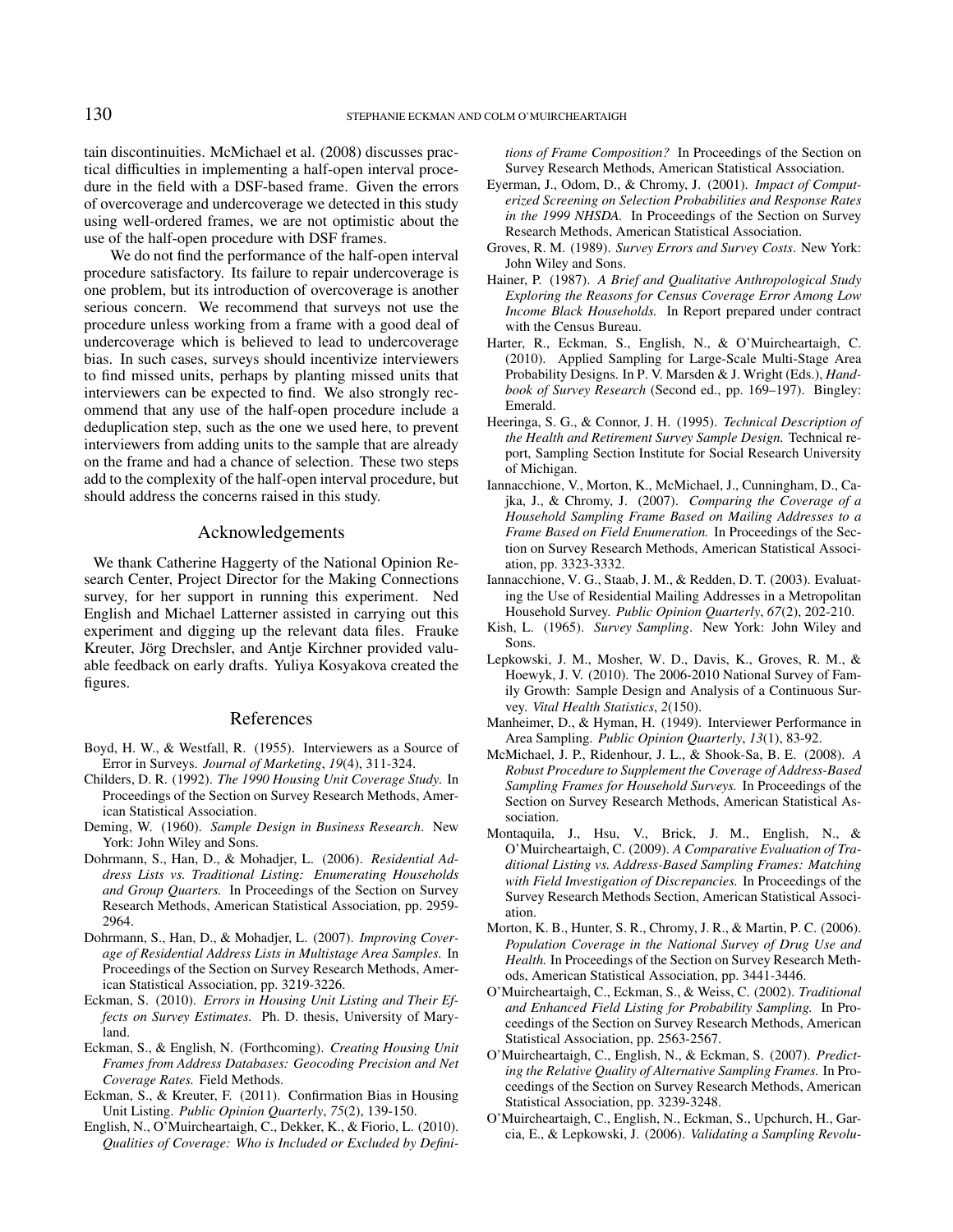tain discontinuities. McMichael et al. (2008) discusses practical difficulties in implementing a half-open interval procedure in the field with a DSF-based frame. Given the errors of overcoverage and undercoverage we detected in this study using well-ordered frames, we are not optimistic about the use of the half-open procedure with DSF frames.

We do not find the performance of the half-open interval procedure satisfactory. Its failure to repair undercoverage is one problem, but its introduction of overcoverage is another serious concern. We recommend that surveys not use the procedure unless working from a frame with a good deal of undercoverage which is believed to lead to undercoverage bias. In such cases, surveys should incentivize interviewers to find missed units, perhaps by planting missed units that interviewers can be expected to find. We also strongly recommend that any use of the half-open procedure include a deduplication step, such as the one we used here, to prevent interviewers from adding units to the sample that are already on the frame and had a chance of selection. These two steps add to the complexity of the half-open interval procedure, but should address the concerns raised in this study.

## Acknowledgements

We thank Catherine Haggerty of the National Opinion Research Center, Project Director for the Making Connections survey, for her support in running this experiment. Ned English and Michael Latterner assisted in carrying out this experiment and digging up the relevant data files. Frauke Kreuter, Jörg Drechsler, and Antje Kirchner provided valuable feedback on early drafts. Yuliya Kosyakova created the figures.

## References

Boyd, H. W., & Westfall, R. (1955). Interviewers as a Source of Error in Surveys. *Journal of Marketing*, *19*(4), 311-324.

Childers, D. R. (1992). *The 1990 Housing Unit Coverage Study.* In Proceedings of the Section on Survey Research Methods, American Statistical Association.

Deming, W. (1960). *Sample Design in Business Research*. New York: John Wiley and Sons.

Dohrmann, S., Han, D., & Mohadjer, L. (2006). *Residential Address Lists vs. Traditional Listing: Enumerating Households and Group Quarters.* In Proceedings of the Section on Survey Research Methods, American Statistical Association, pp. 2959-2964.

Dohrmann, S., Han, D., & Mohadjer, L. (2007). *Improving Coverage of Residential Address Lists in Multistage Area Samples.* In Proceedings of the Section on Survey Research Methods, American Statistical Association, pp. 3219-3226.

Eckman, S. (2010). *Errors in Housing Unit Listing and Their Effects on Survey Estimates.* Ph. D. thesis, University of Maryland.

Eckman, S., & English, N. (Forthcoming). *Creating Housing Unit Frames from Address Databases: Geocoding Precision and Net Coverage Rates.* Field Methods.

Eckman, S., & Kreuter, F. (2011). Confirmation Bias in Housing Unit Listing. *Public Opinion Quarterly*, *75*(2), 139-150.

English, N., O'Muircheartaigh, C., Dekker, K., & Fiorio, L. (2010). *Qualities of Coverage: Who is Included or Excluded by Definitions of Frame Composition?* In Proceedings of the Section on Survey Research Methods, American Statistical Association.

Eyerman, J., Odom, D., & Chromy, J. (2001). *Impact of Computerized Screening on Selection Probabilities and Response Rates in the 1999 NHSDA.* In Proceedings of the Section on Survey Research Methods, American Statistical Association.

Groves, R. M. (1989). *Survey Errors and Survey Costs*. New York: John Wiley and Sons.

Hainer, P. (1987). *A Brief and Qualitative Anthropological Study Exploring the Reasons for Census Coverage Error Among Low Income Black Households.* In Report prepared under contract with the Census Bureau.

Harter, R., Eckman, S., English, N., & O'Muircheartaigh, C. (2010). Applied Sampling for Large-Scale Multi-Stage Area Probability Designs. In P. V. Marsden & J. Wright (Eds.), *Handbook of Survey Research* (Second ed., pp. 169–197). Bingley: Emerald.

Heeringa, S. G., & Connor, J. H. (1995). *Technical Description of the Health and Retirement Survey Sample Design.* Technical report, Sampling Section Institute for Social Research University of Michigan.

Iannacchione, V., Morton, K., McMichael, J., Cunningham, D., Cajka, J., & Chromy, J. (2007). *Comparing the Coverage of a Household Sampling Frame Based on Mailing Addresses to a Frame Based on Field Enumeration.* In Proceedings of the Section on Survey Research Methods, American Statistical Association, pp. 3323-3332.

Iannacchione, V. G., Staab, J. M., & Redden, D. T. (2003). Evaluating the Use of Residential Mailing Addresses in a Metropolitan Household Survey. *Public Opinion Quarterly*, *67*(2), 202-210.

Kish, L. (1965). *Survey Sampling*. New York: John Wiley and Sons.

Lepkowski, J. M., Mosher, W. D., Davis, K., Groves, R. M., & Hoewyk, J. V. (2010). The 2006-2010 National Survey of Family Growth: Sample Design and Analysis of a Continuous Survey. *Vital Health Statistics*, *2*(150).

Manheimer, D., & Hyman, H. (1949). Interviewer Performance in Area Sampling. *Public Opinion Quarterly*, *13*(1), 83-92.

McMichael, J. P., Ridenhour, J. L., & Shook-Sa, B. E. (2008). *A Robust Procedure to Supplement the Coverage of Address-Based Sampling Frames for Household Surveys.* In Proceedings of the Section on Survey Research Methods, American Statistical Association.

Montaquila, J., Hsu, V., Brick, J. M., English, N., & O'Muircheartaigh, C. (2009). *A Comparative Evaluation of Traditional Listing vs. Address-Based Sampling Frames: Matching with Field Investigation of Discrepancies.* In Proceedings of the Survey Research Methods Section, American Statistical Association.

Morton, K. B., Hunter, S. R., Chromy, J. R., & Martin, P. C. (2006). *Population Coverage in the National Survey of Drug Use and Health.* In Proceedings of the Section on Survey Research Methods, American Statistical Association, pp. 3441-3446.

O'Muircheartaigh, C., Eckman, S., & Weiss, C. (2002). *Traditional and Enhanced Field Listing for Probability Sampling.* In Proceedings of the Section on Survey Research Methods, American Statistical Association, pp. 2563-2567.

O'Muircheartaigh, C., English, N., & Eckman, S. (2007). *Predicting the Relative Quality of Alternative Sampling Frames.* In Proceedings of the Section on Survey Research Methods, American Statistical Association, pp. 3239-3248.

O'Muircheartaigh, C., English, N., Eckman, S., Upchurch, H., Garcia, E., & Lepkowski, J. (2006). *Validating a Sampling Revolu-*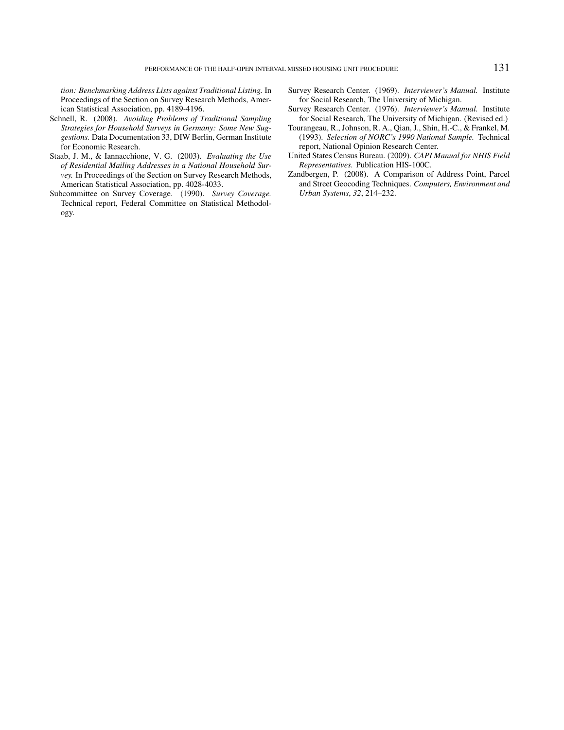*tion: Benchmarking Address Lists against Traditional Listing.* In Proceedings of the Section on Survey Research Methods, American Statistical Association, pp. 4189-4196.

Schnell, R. (2008). *Avoiding Problems of Traditional Sampling Strategies for Household Surveys in Germany: Some New Suggestions.* Data Documentation 33, DIW Berlin, German Institute for Economic Research.

Staab, J. M., & Iannacchione, V. G. (2003). *Evaluating the Use of Residential Mailing Addresses in a National Household Survey.* In Proceedings of the Section on Survey Research Methods, American Statistical Association, pp. 4028-4033.

Subcommittee on Survey Coverage. (1990). *Survey Coverage.* Technical report, Federal Committee on Statistical Methodology.

Survey Research Center. (1969). *Interviewer's Manual.* Institute for Social Research, The University of Michigan.

Survey Research Center. (1976). *Interviewer's Manual.* Institute for Social Research, The University of Michigan. (Revised ed.)

Tourangeau, R., Johnson, R. A., Qian, J., Shin, H.-C., & Frankel, M. (1993). *Selection of NORC's 1990 National Sample.* Technical report, National Opinion Research Center.

United States Census Bureau. (2009). *CAPI Manual for NHIS Field Representatives.* Publication HIS-100C.

Zandbergen, P. (2008). A Comparison of Address Point, Parcel and Street Geocoding Techniques. *Computers, Environment and Urban Systems*, *32*, 214–232.